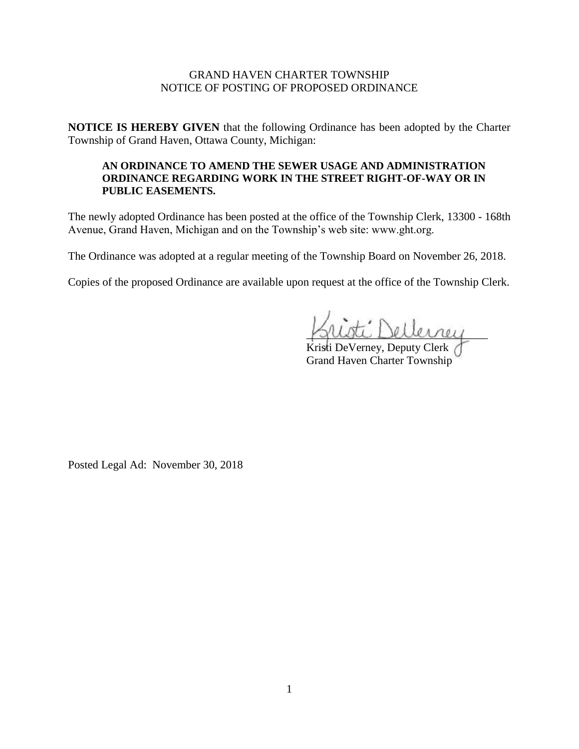GRAND HAVEN CHARTER TOWNSHIP
NOTICE OF POSTING OF PROPOSED ORDINANCE

**NOTICE IS HEREBY GIVEN** that the following Ordinance has been adopted by the Charter Township of Grand Haven, Ottawa County, Michigan:

> **AN ORDINANCE TO AMEND THE SEWER USAGE AND ADMINISTRATION ORDINANCE REGARDING WORK IN THE STREET RIGHT-OF-WAY OR IN PUBLIC EASEMENTS.**

The newly adopted Ordinance has been posted at the office of the Township Clerk, 13300 - 168th Avenue, Grand Haven, Michigan and on the Township's web site: www.ght.org.

The Ordinance was adopted at a regular meeting of the Township Board on November 26, 2018.

Copies of the proposed Ordinance are available upon request at the office of the Township Clerk.

Kristi DeVerney, Deputy Clerk
Grand Haven Charter Township

Posted Legal Ad: November 30, 2018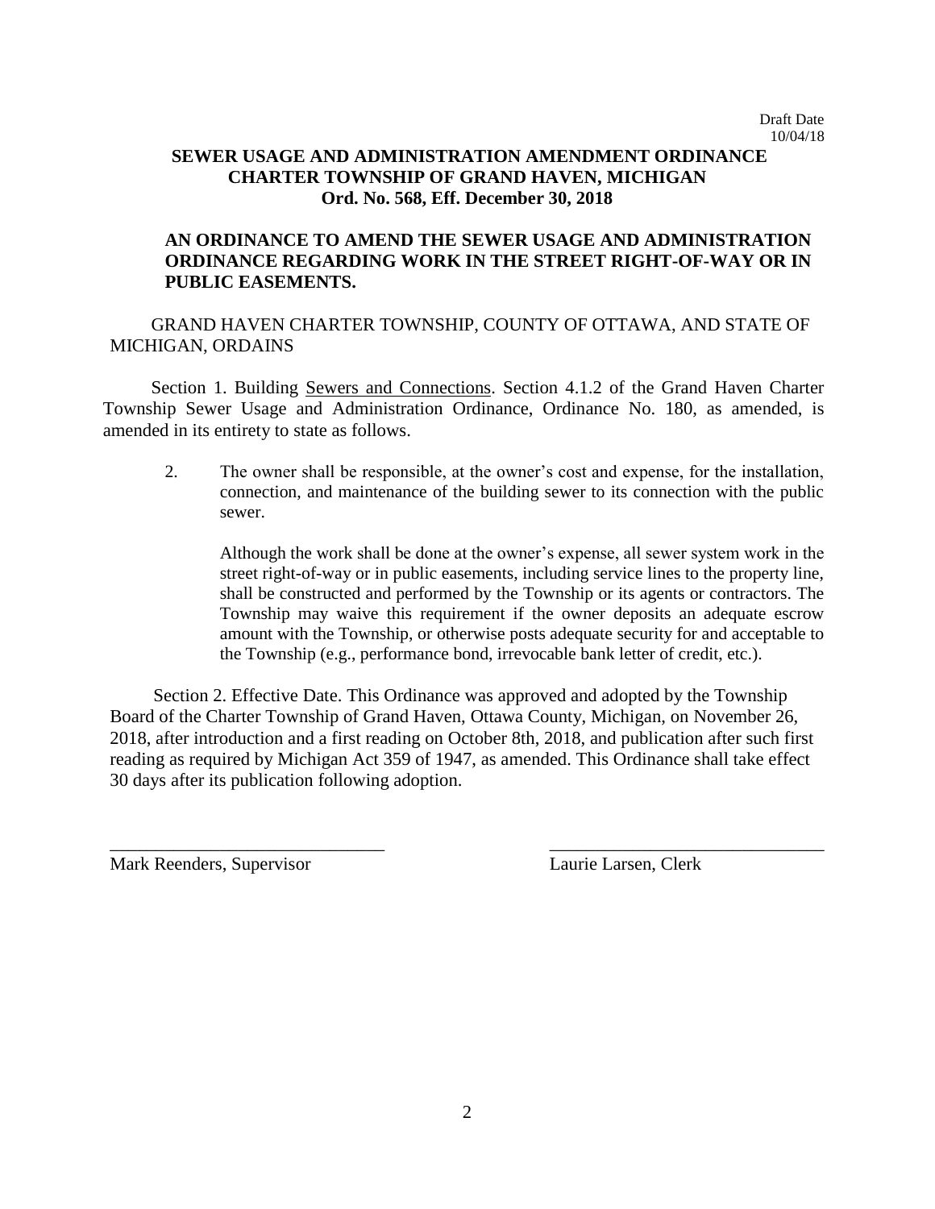Draft Date
10/04/18

**SEWER USAGE AND ADMINISTRATION AMENDMENT ORDINANCE**
**CHARTER TOWNSHIP OF GRAND HAVEN, MICHIGAN**
**Ord. No. 568, Eff. December 30, 2018**

**AN ORDINANCE TO AMEND THE SEWER USAGE AND ADMINISTRATION ORDINANCE REGARDING WORK IN THE STREET RIGHT-OF-WAY OR IN PUBLIC EASEMENTS.**

GRAND HAVEN CHARTER TOWNSHIP, COUNTY OF OTTAWA, AND STATE OF MICHIGAN, ORDAINS

Section 1. Building Sewers and Connections. Section 4.1.2 of the Grand Haven Charter Township Sewer Usage and Administration Ordinance, Ordinance No. 180, as amended, is amended in its entirety to state as follows.

2. The owner shall be responsible, at the owner's cost and expense, for the installation, connection, and maintenance of the building sewer to its connection with the public sewer.

   Although the work shall be done at the owner's expense, all sewer system work in the street right-of-way or in public easements, including service lines to the property line, shall be constructed and performed by the Township or its agents or contractors. The Township may waive this requirement if the owner deposits an adequate escrow amount with the Township, or otherwise posts adequate security for and acceptable to the Township (e.g., performance bond, irrevocable bank letter of credit, etc.).

Section 2. Effective Date. This Ordinance was approved and adopted by the Township Board of the Charter Township of Grand Haven, Ottawa County, Michigan, on November 26, 2018, after introduction and a first reading on October 8th, 2018, and publication after such first reading as required by Michigan Act 359 of 1947, as amended. This Ordinance shall take effect 30 days after its publication following adoption.

______________________________ 
Mark Reenders, Supervisor

______________________________
Laurie Larsen, Clerk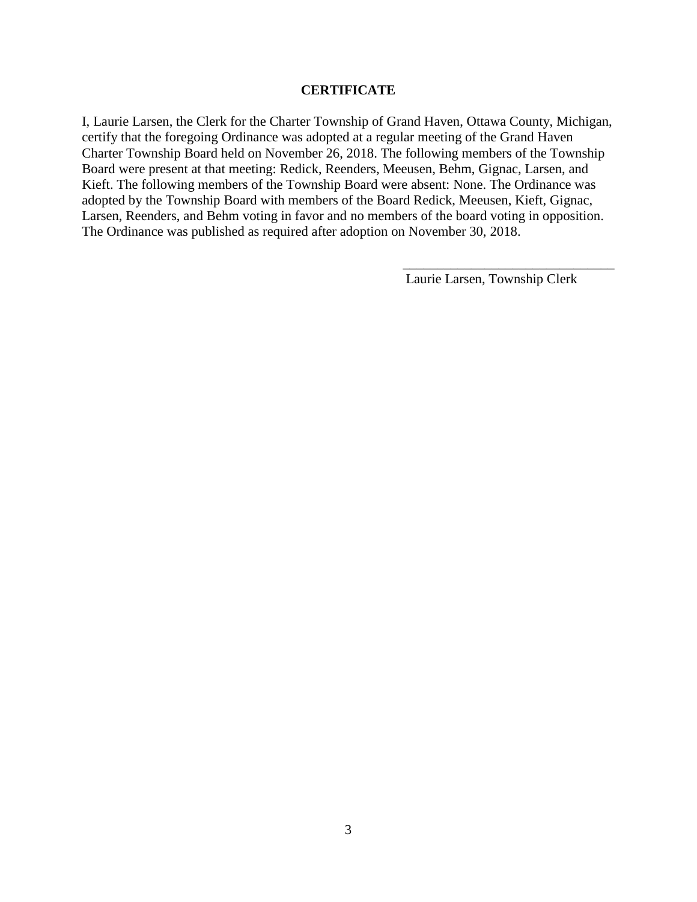## CERTIFICATE

I, Laurie Larsen, the Clerk for the Charter Township of Grand Haven, Ottawa County, Michigan, certify that the foregoing Ordinance was adopted at a regular meeting of the Grand Haven Charter Township Board held on November 26, 2018. The following members of the Township Board were present at that meeting: Redick, Reenders, Meeusen, Behm, Gignac, Larsen, and Kieft. The following members of the Township Board were absent: None. The Ordinance was adopted by the Township Board with members of the Board Redick, Meeusen, Kieft, Gignac, Larsen, Reenders, and Behm voting in favor and no members of the board voting in opposition. The Ordinance was published as required after adoption on November 30, 2018.

_______________________________

Laurie Larsen, Township Clerk